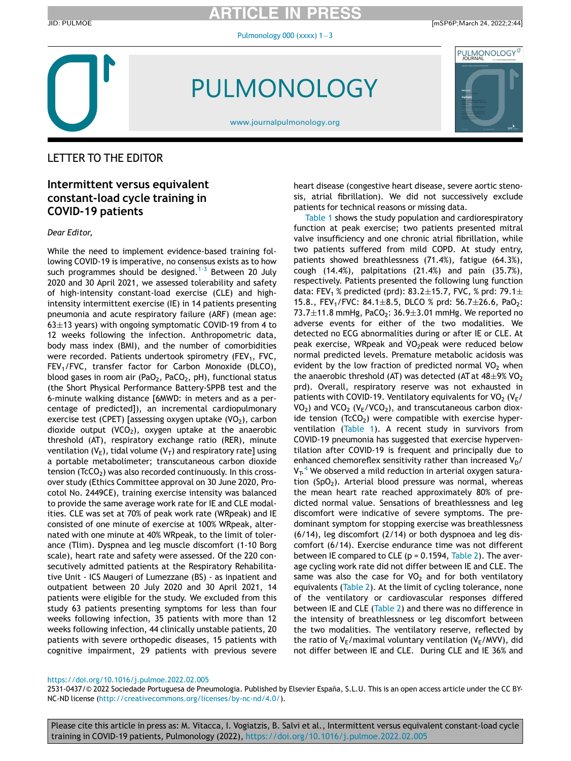# LETTER TO THE EDITOR

## Intermittent versus equivalent constant-load cycle training in COVID-19 patients

*Dear Editor,*

While the need to implement evidence-based training following COVID-19 is imperative, no consensus exists as to how such programmes should be designed.[1-3] Between 20 July 2020 and 30 April 2021, we assessed tolerability and safety of high-intensity constant-load exercise (CLE) and high-intensity intermittent exercise (IE) in 14 patients presenting pneumonia and acute respiratory failure (ARF) (mean age: 63±13 years) with ongoing symptomatic COVID-19 from 4 to 12 weeks following the infection. Anthropometric data, body mass index (BMI), and the number of comorbidities were recorded. Patients undertook spirometry ($FEV_1$, FVC, $FEV_1$/FVC, transfer factor for Carbon Monoxide (DLCO), blood gases in room air ($PaO_2$, $PaCO_2$, pH), functional status (the Short Physical Performance Battery-SPPB test and the 6-minute walking distance [6MWD: in meters and as a percentage of predicted]), an incremental cardiopulmonary exercise test (CPET) [assessing oxygen uptake ($VO_2$), carbon dioxide output ($VCO_2$), oxygen uptake at the anaerobic threshold (AT), respiratory exchange ratio (RER), minute ventilation ($V_E$), tidal volume ($V_T$) and respiratory rate] using a portable metabolimeter; transcutaneous carbon dioxide tension ($TcCO_2$) was also recorded continuously. In this crossover study (Ethics Committee approval on 30 June 2020, Protocol No. 2449CE), training exercise intensity was balanced to provide the same average work rate for IE and CLE modalities. CLE was set at 70% of peak work rate (WRpeak) and IE consisted of one minute of exercise at 100% WRpeak, alternated with one minute at 40% WRpeak, to the limit of tolerance (Tlim). Dyspnea and leg muscle discomfort (1-10 Borg scale), heart rate and safety were assessed. Of the 220 consecutively admitted patients at the Respiratory Rehabilitative Unit - ICS Maugeri of Lumezzane (BS) - as inpatient and outpatient between 20 July 2020 and 30 April 2021, 14 patients were eligible for the study. We excluded from this study 63 patients presenting symptoms for less than four weeks following infection, 35 patients with more than 12 weeks following infection, 44 clinically unstable patients, 20 patients with severe orthopedic diseases, 15 patients with cognitive impairment, 29 patients with previous severe heart disease (congestive heart disease, severe aortic stenosis, atrial fibrillation). We did not successively exclude patients for technical reasons or missing data.

Table 1 shows the study population and cardiorespiratory function at peak exercise; two patients presented mitral valve insufficiency and one chronic atrial fibrillation, while two patients suffered from mild COPD. At study entry, patients showed breathlessness (71.4%), fatigue (64.3%), cough (14.4%), palpitations (21.4%) and pain (35.7%), respectively. Patients presented the following lung function data: $FEV_1$ % predicted (prd): 83.2±15.7, FVC, % prd: 79.1±15.8., $FEV_1$/FVC: 84.1±8.5, DLCO % prd: 56.7±26.6, $PaO_2$: 73.7±11.8 mmHg, $PaCO_2$: 36.9±3.01 mmHg. We reported no adverse events for either of the two modalities. We detected no ECG abnormalities during or after IE or CLE. At peak exercise, WRpeak and $\dot{V}O_2$peak were reduced below normal predicted levels. Premature metabolic acidosis was evident by the low fraction of predicted normal $VO_2$ when the anaerobic threshold (AT) was detected (AT at 48±9% $VO_2$ prd). Overall, respiratory reserve was not exhausted in patients with COVID-19. Ventilatory equivalents for $VO_2$ ($V_E$/$VO_2$) and $VCO_2$ ($V_E$/$VCO_2$), and transcutaneous carbon dioxide tension ($TcCO_2$) were compatible with exercise hyperventilation (Table 1). A recent study in survivors from COVID-19 pneumonia has suggested that exercise hyperventilation after COVID-19 is frequent and principally due to enhanced chemoreflex sensitivity rather than increased $V_D$/$V_T$.[4] We observed a mild reduction in arterial oxygen saturation ($SpO_2$). Arterial blood pressure was normal, whereas the mean heart rate reached approximately 80% of predicted normal value. Sensations of breathlessness and leg discomfort were indicative of severe symptoms. The predominant symptom for stopping exercise was breathlessness (6/14), leg discomfort (2/14) or both dyspnoea and leg discomfort (6/14). Exercise endurance time was not different between IE compared to CLE ($p = 0.1594$, Table 2). The average cycling work rate did not differ between IE and CLE. The same was also the case for $VO_2$ and for both ventilatory equivalents (Table 2). At the limit of cycling tolerance, none of the ventilatory or cardiovascular responses differed between IE and CLE (Table 2) and there was no difference in the intensity of breathlessness or leg discomfort between the two modalities. The ventilatory reserve, reflected by the ratio of $V_E$/maximal voluntary ventilation ($V_E$/MVV), did not differ between IE and CLE. During CLE and IE 36% and

https://doi.org/10.1016/j.pulmoe.2022.02.005

2531-0437/© 2022 Sociedade Portuguesa de Pneumologia. Published by Elsevier España, S.L.U. This is an open access article under the CC BY-NC-ND license (http://creativecommons.org/licenses/by-nc-nd/4.0/).

Please cite this article in press as: M. Vitacca, I. Vogiatzis, B. Salvi et al., Intermittent versus equivalent constant-load cycle training in COVID-19 patients, Pulmonology (2022), https://doi.org/10.1016/j.pulmoe.2022.02.005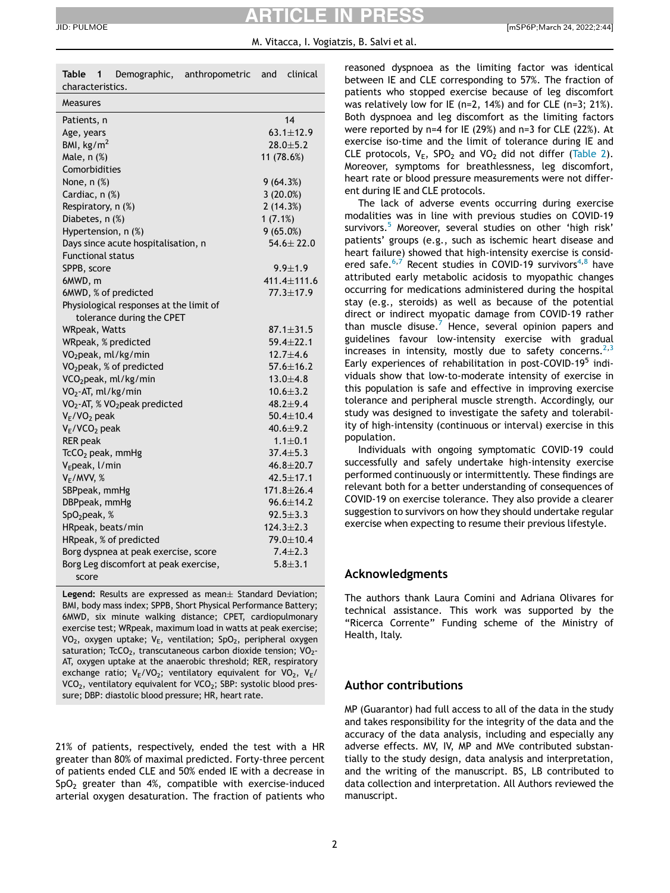**Table 1** Demographic, anthropometric and clinical characteristics.

| Measures | |
|---|---|
| Patients, n | 14 |
| Age, years | 63.1±12.9 |
| BMI, kg/m$^2$ | 28.0±5.2 |
| Male, n (%) | 11 (78.6%) |
| Comorbidities | |
| None, n (%) | 9 (64.3%) |
| Cardiac, n (%) | 3 (20.0%) |
| Respiratory, n (%) | 2 (14.3%) |
| Diabetes, n (%) | 1 (7.1%) |
| Hypertension, n (%) | 9 (65.0%) |
| Days since acute hospitalisation, n | 54.6± 22.0 |
| Functional status | |
| SPPB, score | 9.9±1.9 |
| 6MWD, m | 411.4±111.6 |
| 6MWD, % of predicted | 77.3±17.9 |
| Physiological responses at the limit of tolerance during the CPET | |
| WRpeak, Watts | 87.1±31.5 |
| WRpeak, % predicted | 59.4±22.1 |
| $VO_2$peak, ml/kg/min | 12.7±4.6 |
| $VO_2$peak, % of predicted | 57.6±16.2 |
| $VCO_2$peak, ml/kg/min | 13.0±4.8 |
| $VO_2$-AT, ml/kg/min | 10.6±3.2 |
| $VO_2$-AT, % $VO_2$peak predicted | 48.2±9.4 |
| $V_E/VO_2$ peak | 50.4±10.4 |
| $V_E/VCO_2$ peak | 40.6±9.2 |
| RER peak | 1.1±0.1 |
| $TcCO_2$ peak, mmHg | 37.4±5.3 |
| $V_E$peak, l/min | 46.8±20.7 |
| $V_E$/MVV, % | 42.5±17.1 |
| SBPpeak, mmHg | 171.8±26.4 |
| DBPpeak, mmHg | 96.6±14.2 |
| $SpO_2$peak, % | 92.5±3.3 |
| HRpeak, beats/min | 124.3±2.3 |
| HRpeak, % of predicted | 79.0±10.4 |
| Borg dyspnea at peak exercise, score | 7.4±2.3 |
| Borg Leg discomfort at peak exercise, score | 5.8±3.1 |

**Legend:** Results are expressed as mean± Standard Deviation; BMI, body mass index; SPPB, Short Physical Performance Battery; 6MWD, six minute walking distance; CPET, cardiopulmonary exercise test; WRpeak, maximum load in watts at peak exercise; $VO_2$, oxygen uptake; $V_E$, ventilation; $SpO_2$, peripheral oxygen saturation; $TcCO_2$, transcutaneous carbon dioxide tension; $VO_2$-AT, oxygen uptake at the anaerobic threshold; RER, respiratory exchange ratio; $V_E/VO_2$; ventilatory equivalent for $VO_2$, $V_E/VCO_2$, ventilatory equivalent for $VCO_2$; SBP: systolic blood pressure; DBP: diastolic blood pressure; HR, heart rate.

21% of patients, respectively, ended the test with a HR greater than 80% of maximal predicted. Forty-three percent of patients ended CLE and 50% ended IE with a decrease in $SpO_2$ greater than 4%, compatible with exercise-induced arterial oxygen desaturation. The fraction of patients who reasoned dyspnoea as the limiting factor was identical between IE and CLE corresponding to 57%. The fraction of patients who stopped exercise because of leg discomfort was relatively low for IE (n=2, 14%) and for CLE (n=3; 21%). Both dyspnoea and leg discomfort as the limiting factors were reported by n=4 for IE (29%) and n=3 for CLE (22%). At exercise iso-time and the limit of tolerance during IE and CLE protocols, $V_E$, $SPO_2$ and $VO_2$ did not differ (Table 2). Moreover, symptoms for breathlessness, leg discomfort, heart rate or blood pressure measurements were not different during IE and CLE protocols.

The lack of adverse events occurring during exercise modalities was in line with previous studies on COVID-19 survivors.[5] Moreover, several studies on other 'high risk' patients' groups (e.g., such as ischemic heart disease and heart failure) showed that high-intensity exercise is considered safe.[6,7] Recent studies in COVID-19 survivors[4,8] have attributed early metabolic acidosis to myopathic changes occurring for medications administered during the hospital stay (e.g., steroids) as well as because of the potential direct or indirect myopatic damage from COVID-19 rather than muscle disuse.[7] Hence, several opinion papers and guidelines favour low-intensity exercise with gradual increases in intensity, mostly due to safety concerns.[2,3] Early experiences of rehabilitation in post-COVID-19[5] individuals show that low-to-moderate intensity of exercise in this population is safe and effective in improving exercise tolerance and peripheral muscle strength. Accordingly, our study was designed to investigate the safety and tolerability of high-intensity (continuous or interval) exercise in this population.

Individuals with ongoing symptomatic COVID-19 could successfully and safely undertake high-intensity exercise performed continuously or intermittently. These findings are relevant both for a better understanding of consequences of COVID-19 on exercise tolerance. They also provide a clearer suggestion to survivors on how they should undertake regular exercise when expecting to resume their previous lifestyle.

## Acknowledgments

The authors thank Laura Comini and Adriana Olivares for technical assistance. This work was supported by the "Ricerca Corrente" Funding scheme of the Ministry of Health, Italy.

## Author contributions

MP (Guarantor) had full access to all of the data in the study and takes responsibility for the integrity of the data and the accuracy of the data analysis, including and especially any adverse effects. MV, IV, MP and MVe contributed substantially to the study design, data analysis and interpretation, and the writing of the manuscript. BS, LB contributed to data collection and interpretation. All Authors reviewed the manuscript.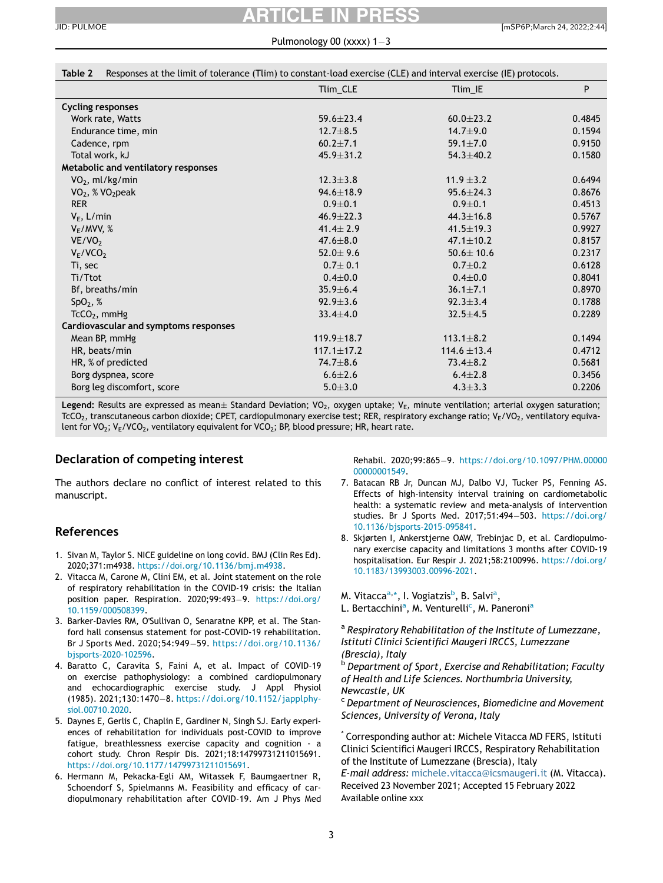Table 2 Responses at the limit of tolerance (Tlim) to constant-load exercise (CLE) and interval exercise (IE) protocols.

| | Tlim_CLE | Tlim_IE | P |
|---|---|---|---|
| **Cycling responses** | | | |
| Work rate, Watts | 59.6±23.4 | 60.0±23.2 | 0.4845 |
| Endurance time, min | 12.7±8.5 | 14.7±9.0 | 0.1594 |
| Cadence, rpm | 60.2±7.1 | 59.1±7.0 | 0.9150 |
| Total work, kJ | 45.9±31.2 | 54.3±40.2 | 0.1580 |
| **Metabolic and ventilatory responses** | | | |
| $VO_2$, ml/kg/min | 12.3±3.8 | 11.9 ±3.2 | 0.6494 |
| $VO_2$, % $VO_2$peak | 94.6±18.9 | 95.6±24.3 | 0.8676 |
| RER | 0.9±0.1 | 0.9±0.1 | 0.4513 |
| $V_E$, L/min | 46.9±22.3 | 44.3±16.8 | 0.5767 |
| $V_E$/MVV, % | 41.4± 2.9 | 41.5±19.3 | 0.9927 |
| VE/$VO_2$ | 47.6±8.0 | 47.1±10.2 | 0.8157 |
| $V_E$/$VCO_2$ | 52.0± 9.6 | 50.6± 10.6 | 0.2317 |
| Ti, sec | 0.7± 0.1 | 0.7±0.2 | 0.6128 |
| Ti/Ttot | 0.4±0.0 | 0.4±0.0 | 0.8041 |
| Bf, breaths/min | 35.9±6.4 | 36.1±7.1 | 0.8970 |
| $SpO_2$, % | 92.9±3.6 | 92.3±3.4 | 0.1788 |
| $TcCO_2$, mmHg | 33.4±4.0 | 32.5±4.5 | 0.2289 |
| **Cardiovascular and symptoms responses** | | | |
| Mean BP, mmHg | 119.9±18.7 | 113.1±8.2 | 0.1494 |
| HR, beats/min | 117.1±17.2 | 114.6 ±13.4 | 0.4712 |
| HR, % of predicted | 74.7±8.6 | 73.4±8.2 | 0.5681 |
| Borg dyspnea, score | 6.6±2.6 | 6.4±2.8 | 0.3456 |
| Borg leg discomfort, score | 5.0±3.0 | 4.3±3.3 | 0.2206 |

**Legend:** Results are expressed as mean± Standard Deviation; $VO_2$, oxygen uptake; $V_E$, minute ventilation; arterial oxygen saturation; $TcCO_2$, transcutaneous carbon dioxide; CPET, cardiopulmonary exercise test; RER, respiratory exchange ratio; $V_E/VO_2$, ventilatory equivalent for $VO_2$; $V_E/VCO_2$, ventilatory equivalent for $VCO_2$; BP, blood pressure; HR, heart rate.

## Declaration of competing interest

The authors declare no conflict of interest related to this manuscript.

## References

1. Sivan M, Taylor S. NICE guideline on long covid. BMJ (Clin Res Ed). 2020;371:m4938. https://doi.org/10.1136/bmj.m4938.
2. Vitacca M, Carone M, Clini EM, et al. Joint statement on the role of respiratory rehabilitation in the COVID-19 crisis: the Italian position paper. Respiration. 2020;99:493–9. https://doi.org/10.1159/000508399.
3. Barker-Davies RM, O'Sullivan O, Senaratne KPP, et al. The Stanford hall consensus statement for post-COVID-19 rehabilitation. Br J Sports Med. 2020;54:949–59. https://doi.org/10.1136/bjsports-2020-102596.
4. Baratto C, Caravita S, Faini A, et al. Impact of COVID-19 on exercise pathophysiology: a combined cardiopulmonary and echocardiographic exercise study. J Appl Physiol (1985). 2021;130:1470–8. https://doi.org/10.1152/japplphysiol.00710.2020.
5. Daynes E, Gerlis C, Chaplin E, Gardiner N, Singh SJ. Early experiences of rehabilitation for individuals post-COVID to improve fatigue, breathlessness exercise capacity and cognition - a cohort study. Chron Respir Dis. 2021;18:14799731211015691. https://doi.org/10.1177/14799731211015691.
6. Hermann M, Pekacka-Egli AM, Witassek F, Baumgaertner R, Schoendorf S, Spielmanns M. Feasibility and efficacy of cardiopulmonary rehabilitation after COVID-19. Am J Phys Med Rehabil. 2020;99:865–9. https://doi.org/10.1097/PHM.0000000000001549.
7. Batacan RB Jr, Duncan MJ, Dalbo VJ, Tucker PS, Fenning AS. Effects of high-intensity interval training on cardiometabolic health: a systematic review and meta-analysis of intervention studies. Br J Sports Med. 2017;51:494–503. https://doi.org/10.1136/bjsports-2015-095841.
8. Skjørten I, Ankerstjerne OAW, Trebinjac D, et al. Cardiopulmonary exercise capacity and limitations 3 months after COVID-19 hospitalisation. Eur Respir J. 2021;58:2100996. https://doi.org/10.1183/13993003.00996-2021.

M. Vitacca[a,*], I. Vogiatzis[b], B. Salvi[a], L. Bertacchini[a], M. Venturelli[c], M. Paneroni[a]

[a] *Respiratory Rehabilitation of the Institute of Lumezzane, Istituti Clinici Scientifici Maugeri IRCCS, Lumezzane (Brescia), Italy*

[b] *Department of Sport, Exercise and Rehabilitation; Faculty of Health and Life Sciences. Northumbria University, Newcastle, UK*

[c] *Department of Neurosciences, Biomedicine and Movement Sciences, University of Verona, Italy*

* Corresponding author at: Michele Vitacca MD FERS, Istituti Clinici Scientifici Maugeri IRCCS, Respiratory Rehabilitation of the Institute of Lumezzane (Brescia), Italy
*E-mail address:* michele.vitacca@icsmaugeri.it (M. Vitacca).
Received 23 November 2021; Accepted 15 February 2022
Available online xxx